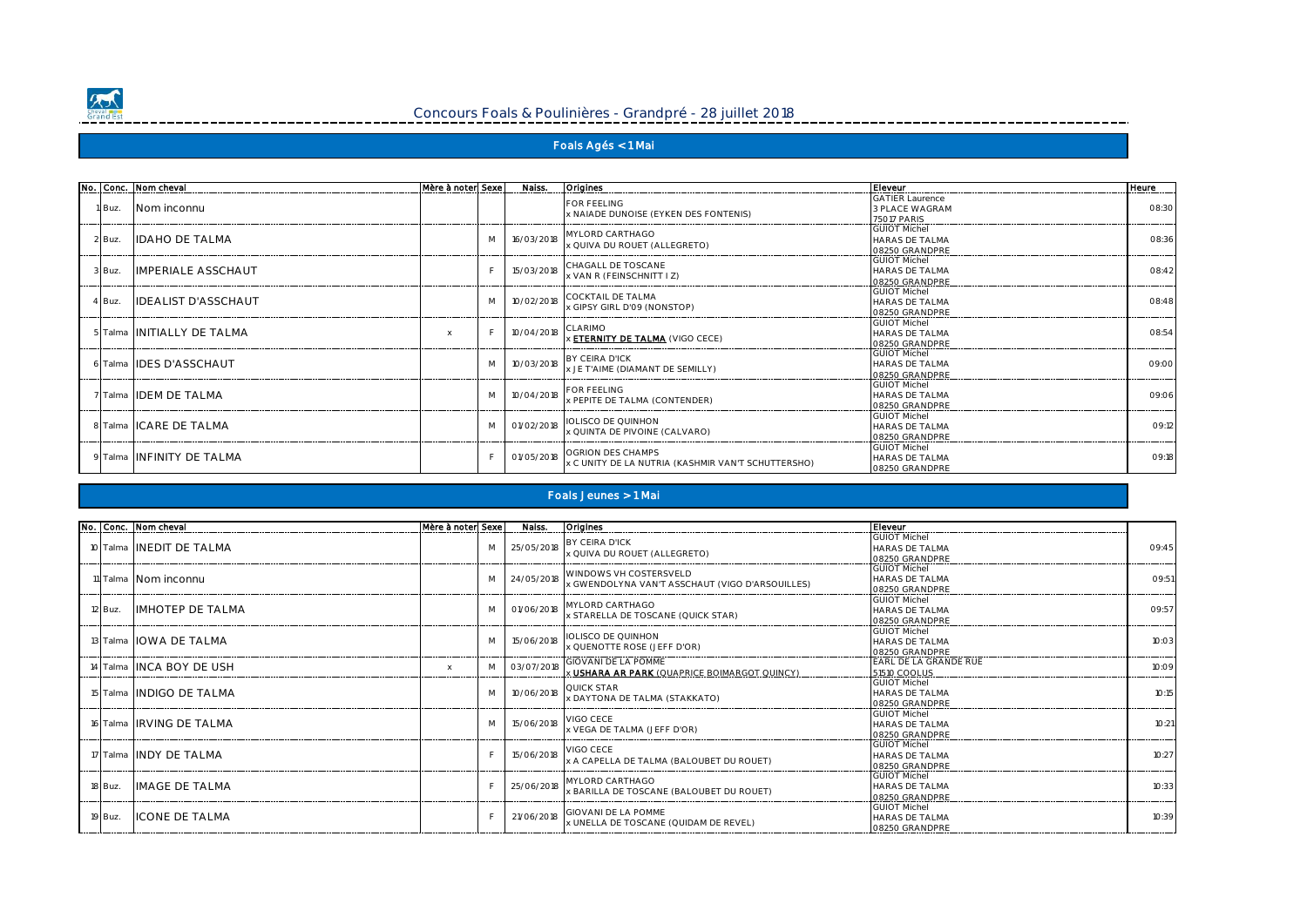# Concours Foals & Poulinières - Grandpré - 28 juillet 2018

## Foals Agés < 1 Mai

| No. | Conc. | Nom cheval | Mère à noter | Sexe | Naiss. | Origines | Eleveur | Heure |
|---|---|---|---|---|---|---|---|---|
| 1 | Buz. | Nom inconnu | | | | FOR FEELING<br>x NAIADE DUNOISE (EYKEN DES FONTENIS) | GATIER Laurence<br>3 PLACE WAGRAM<br>75017 PARIS | 08:30 |
| 2 | Buz. | IDAHO DE TALMA | | M | 16/03/2018 | MYLORD CARTHAGO<br>x QUIVA DU ROUET (ALLEGRETO) | GUIOT Michel<br>HARAS DE TALMA<br>08250 GRANDPRE | 08:36 |
| 3 | Buz. | IMPERIALE ASSCHAUT | | F | 15/03/2018 | CHAGALL DE TOSCANE<br>x VAN R (FEINSCHNITT I Z) | GUIOT Michel<br>HARAS DE TALMA<br>08250 GRANDPRE | 08:42 |
| 4 | Buz. | IDEALIST D'ASSCHAUT | | M | 10/02/2018 | COCKTAIL DE TALMA<br>x GIPSY GIRL D'09 (NONSTOP) | GUIOT Michel<br>HARAS DE TALMA<br>08250 GRANDPRE | 08:48 |
| 5 | Talma | INITIALLY DE TALMA | x | F | 10/04/2018 | CLARIMO<br>x **ETERNITY DE TALMA** (VIGO CECE) | GUIOT Michel<br>HARAS DE TALMA<br>08250 GRANDPRE | 08:54 |
| 6 | Talma | IDES D'ASSCHAUT | | M | 10/03/2018 | BY CEIRA D'ICK<br>x J E T'AIME (DIAMANT DE SEMILLY) | GUIOT Michel<br>HARAS DE TALMA<br>08250 GRANDPRE | 09:00 |
| 7 | Talma | IDEM DE TALMA | | M | 10/04/2018 | FOR FEELING<br>x PEPITE DE TALMA (CONTENDER) | GUIOT Michel<br>HARAS DE TALMA<br>08250 GRANDPRE | 09:06 |
| 8 | Talma | ICARE DE TALMA | | M | 01/02/2018 | IOLISCO DE QUINHON<br>x QUINTA DE PIVOINE (CALVARO) | GUIOT Michel<br>HARAS DE TALMA<br>08250 GRANDPRE | 09:12 |
| 9 | Talma | INFINITY DE TALMA | | F | 01/05/2018 | OGRION DES CHAMPS<br>x C UNITY DE LA NUTRIA (KASHMIR VAN'T SCHUTTERSHO) | GUIOT Michel<br>HARAS DE TALMA<br>08250 GRANDPRE | 09:18 |

## Foals Jeunes > 1 Mai

| No. | Conc. | Nom cheval | Mère à noter | Sexe | Naiss. | Origines | Eleveur | |
|---|---|---|---|---|---|---|---|---|
| 10 | Talma | INEDIT DE TALMA | | M | 25/05/2018 | BY CEIRA D'ICK<br>x QUIVA DU ROUET (ALLEGRETO) | GUIOT Michel<br>HARAS DE TALMA<br>08250 GRANDPRE | 09:45 |
| 11 | Talma | Nom inconnu | | M | 24/05/2018 | WINDOWS VH COSTERSVELD<br>x GWENDOLYNA VAN'T ASSCHAUT (VIGO D'ARSOUILLES) | GUIOT Michel<br>HARAS DE TALMA<br>08250 GRANDPRE | 09:51 |
| 12 | Buz. | IMHOTEP DE TALMA | | M | 01/06/2018 | MYLORD CARTHAGO<br>x STARELLA DE TOSCANE (QUICK STAR) | GUIOT Michel<br>HARAS DE TALMA<br>08250 GRANDPRE | 09:57 |
| 13 | Talma | IOWA DE TALMA | | M | 15/06/2018 | IOLISCO DE QUINHON<br>x QUENOTTE ROSE (JEFF D'OR) | GUIOT Michel<br>HARAS DE TALMA<br>08250 GRANDPRE | 10:03 |
| 14 | Talma | INCA BOY DE USH | x | M | 03/07/2018 | GIOVANI DE LA POMME<br>x **USHARA AR PARK** (QUAPRICE BOIMARGOT QUINCY) | EARL DE LA GRANDE RUE<br>51510 COOLUS | 10:09 |
| 15 | Talma | INDIGO DE TALMA | | M | 10/06/2018 | QUICK STAR<br>x DAYTONA DE TALMA (STAKKATO) | GUIOT Michel<br>HARAS DE TALMA<br>08250 GRANDPRE | 10:15 |
| 16 | Talma | IRVING DE TALMA | | M | 15/06/2018 | VIGO CECE<br>x VEGA DE TALMA (JEFF D'OR) | GUIOT Michel<br>HARAS DE TALMA<br>08250 GRANDPRE | 10:21 |
| 17 | Talma | INDY DE TALMA | | F | 15/06/2018 | VIGO CECE<br>x A CAPELLA DE TALMA (BALOUBET DU ROUET) | GUIOT Michel<br>HARAS DE TALMA<br>08250 GRANDPRE | 10:27 |
| 18 | Buz. | IMAGE DE TALMA | | F | 25/06/2018 | MYLORD CARTHAGO<br>x BARILLA DE TOSCANE (BALOUBET DU ROUET) | GUIOT Michel<br>HARAS DE TALMA<br>08250 GRANDPRE | 10:33 |
| 19 | Buz. | ICONE DE TALMA | | F | 21/06/2018 | GIOVANI DE LA POMME<br>x UNELLA DE TOSCANE (QUIDAM DE REVEL) | GUIOT Michel<br>HARAS DE TALMA<br>08250 GRANDPRE | 10:39 |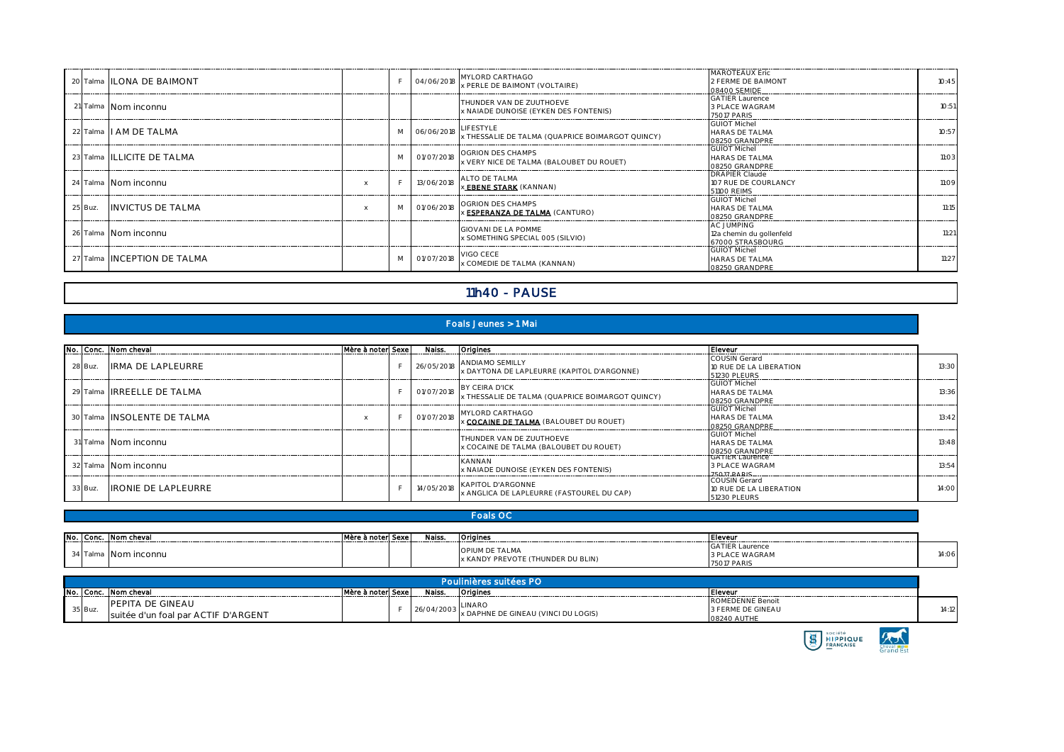| | | | | | | | | |
|---|---|---|---|---|---|---|---|---|
| 20 | Talma | ILONA DE BAIMONT | | F | 04/06/2018 | MYLORD CARTHAGO<br>x PERLE DE BAIMONT (VOLTAIRE) | MAROTEAUX Eric<br>2 FERME DE BAIMONT<br>08400 SEMIDE | 10:45 |
| 21 | Talma | Nom inconnu | | | | THUNDER VAN DE ZUUTHOEVE<br>x NAIADE DUNOISE (EYKEN DES FONTENIS) | GATIER Laurence<br>3 PLACE WAGRAM<br>75017 PARIS | 10:51 |
| 22 | Talma | I AM DE TALMA | | M | 06/06/2018 | LIFESTYLE<br>x THESSALIE DE TALMA (QUAPRICE BOIMARGOT QUINCY) | GUIOT Michel<br>HARAS DE TALMA<br>08250 GRANDPRE | 10:57 |
| 23 | Talma | ILLICITE DE TALMA | | M | 01/07/2018 | OGRION DES CHAMPS<br>x VERY NICE DE TALMA (BALOUBET DU ROUET) | GUIOT Michel<br>HARAS DE TALMA<br>08250 GRANDPRE | 11:03 |
| 24 | Talma | Nom inconnu | x | F | 13/06/2018 | ALTO DE TALMA<br>x **EBENE STARK** (KANNAN) | DRAPIER Claude<br>107 RUE DE COURLANCY<br>51100 REIMS | 11:09 |
| 25 | Buz. | INVICTUS DE TALMA | x | M | 01/06/2018 | OGRION DES CHAMPS<br>x **ESPERANZA DE TALMA** (CANTURO) | GUIOT Michel<br>HARAS DE TALMA<br>08250 GRANDPRE | 11:15 |
| 26 | Talma | Nom inconnu | | | | GIOVANI DE LA POMME<br>x SOMETHING SPECIAL 005 (SILVIO) | AC JUMPING<br>12a chemin du gollenfeld<br>67000 STRASBOURG | 11:21 |
| 27 | Talma | INCEPTION DE TALMA | | M | 01/07/2018 | VIGO CECE<br>x COMEDIE DE TALMA (KANNAN) | GUIOT Michel<br>HARAS DE TALMA<br>08250 GRANDPRE | 11:27 |

## 11h40 - PAUSE

### Foals Jeunes > 1 Mai

| No. | Conc. | Nom cheval | Mère à noter | Sexe | Naiss. | Origines | Eleveur | |
|---|---|---|---|---|---|---|---|---|
| 28 | Buz. | IRMA DE LAPLEURRE | | F | 26/05/2018 | ANDIAMO SEMILLY<br>x DAYTONA DE LAPLEURRE (KAPITOL D'ARGONNE) | COUSIN Gerard<br>10 RUE DE LA LIBERATION<br>51230 PLEURS | 13:30 |
| 29 | Talma | IRREELLE DE TALMA | | F | 01/07/2018 | BY CEIRA D'ICK<br>x THESSALIE DE TALMA (QUAPRICE BOIMARGOT QUINCY) | GUIOT Michel<br>HARAS DE TALMA<br>08250 GRANDPRE | 13:36 |
| 30 | Talma | INSOLENTE DE TALMA | x | F | 01/07/2018 | MYLORD CARTHAGO<br>x **COCAINE DE TALMA** (BALOUBET DU ROUET) | GUIOT Michel<br>HARAS DE TALMA<br>08250 GRANDPRE | 13:42 |
| 31 | Talma | Nom inconnu | | | | THUNDER VAN DE ZUUTHOEVE<br>x COCAINE DE TALMA (BALOUBET DU ROUET) | GUIOT Michel<br>HARAS DE TALMA<br>08250 GRANDPRE | 13:48 |
| 32 | Talma | Nom inconnu | | | | KANNAN<br>x NAIADE DUNOISE (EYKEN DES FONTENIS) | GATIER Laurence<br>3 PLACE WAGRAM<br>75017 PARIS | 13:54 |
| 33 | Buz. | IRONIE DE LAPLEURRE | | F | 14/05/2018 | KAPITOL D'ARGONNE<br>x ANGLICA DE LAPLEURRE (FASTOUREL DU CAP) | COUSIN Gerard<br>10 RUE DE LA LIBERATION<br>51230 PLEURS | 14:00 |

### Foals OC

| No. | Conc. | Nom cheval | Mère à noter | Sexe | Naiss. | Origines | Eleveur | |
|---|---|---|---|---|---|---|---|---|
| 34 | Talma | Nom inconnu | | | | OPIUM DE TALMA<br>x KANDY PREVOTE (THUNDER DU BLIN) | GATIER Laurence<br>3 PLACE WAGRAM<br>75017 PARIS | 14:06 |

### Poulinières suitées PO

| No. | Conc. | Nom cheval | Mère à noter | Sexe | Naiss. | Origines | Eleveur | |
|---|---|---|---|---|---|---|---|---|
| 35 | Buz. | PEPITA DE GINEAU<br>suitée d'un foal par ACTIF D'ARGENT | | F | 26/04/2003 | LINARO<br>x DAPHNE DE GINEAU (VINCI DU LOGIS) | ROMEDENNE Benoit<br>3 FERME DE GINEAU<br>08240 AUTHE | 14:12 |

Société Hippique Française — Cheval Grand Est